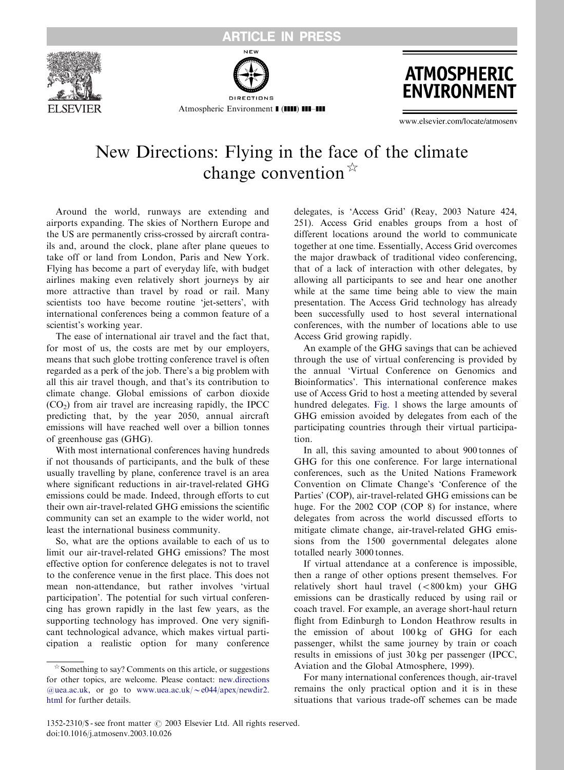# New Directions: Flying in the face of the climate change convention ☆

Around the world, runways are extending and airports expanding. The skies of Northern Europe and the US are permanently criss-crossed by aircraft contrails and, around the clock, plane after plane queues to take off or land from London, Paris and New York. Flying has become a part of everyday life, with budget airlines making even relatively short journeys by air more attractive than travel by road or rail. Many scientists too have become routine 'jet-setters', with international conferences being a common feature of a scientist's working year.

The ease of international air travel and the fact that, for most of us, the costs are met by our employers, means that such globe trotting conference travel is often regarded as a perk of the job. There's a big problem with all this air travel though, and that's its contribution to climate change. Global emissions of carbon dioxide ($CO_2$) from air travel are increasing rapidly, the IPCC predicting that, by the year 2050, annual aircraft emissions will have reached well over a billion tonnes of greenhouse gas (GHG).

With most international conferences having hundreds if not thousands of participants, and the bulk of these usually travelling by plane, conference travel is an area where significant reductions in air-travel-related GHG emissions could be made. Indeed, through efforts to cut their own air-travel-related GHG emissions the scientific community can set an example to the wider world, not least the international business community.

So, what are the options available to each of us to limit our air-travel-related GHG emissions? The most effective option for conference delegates is not to travel to the conference venue in the first place. This does not mean non-attendance, but rather involves 'virtual participation'. The potential for such virtual conferencing has grown rapidly in the last few years, as the supporting technology has improved. One very significant technological advance, which makes virtual participation a realistic option for many conference delegates, is 'Access Grid' (Reay, 2003 Nature 424, 251). Access Grid enables groups from a host of different locations around the world to communicate together at one time. Essentially, Access Grid overcomes the major drawback of traditional video conferencing, that of a lack of interaction with other delegates, by allowing all participants to see and hear one another while at the same time being able to view the main presentation. The Access Grid technology has already been successfully used to host several international conferences, with the number of locations able to use Access Grid growing rapidly.

An example of the GHG savings that can be achieved through the use of virtual conferencing is provided by the annual 'Virtual Conference on Genomics and Bioinformatics'. This international conference makes use of Access Grid to host a meeting attended by several hundred delegates. Fig. 1 shows the large amounts of GHG emission avoided by delegates from each of the participating countries through their virtual participation.

In all, this saving amounted to about 900 tonnes of GHG for this one conference. For large international conferences, such as the United Nations Framework Convention on Climate Change's 'Conference of the Parties' (COP), air-travel-related GHG emissions can be huge. For the 2002 COP (COP 8) for instance, where delegates from across the world discussed efforts to mitigate climate change, air-travel-related GHG emissions from the 1500 governmental delegates alone totalled nearly 3000 tonnes.

If virtual attendance at a conference is impossible, then a range of other options present themselves. For relatively short haul travel ($<800$ km) your GHG emissions can be drastically reduced by using rail or coach travel. For example, an average short-haul return flight from Edinburgh to London Heathrow results in the emission of about 100 kg of GHG for each passenger, whilst the same journey by train or coach results in emissions of just 30 kg per passenger (IPCC, Aviation and the Global Atmosphere, 1999).

For many international conferences though, air-travel remains the only practical option and it is in these situations that various trade-off schemes can be made

☆ Something to say? Comments on this article, or suggestions for other topics, are welcome. Please contact: new.directions@uea.ac.uk, or go to www.uea.ac.uk/~e044/apex/newdir2.html for further details.

1352-2310/$ - see front matter © 2003 Elsevier Ltd. All rights reserved.
doi:10.1016/j.atmosenv.2003.10.026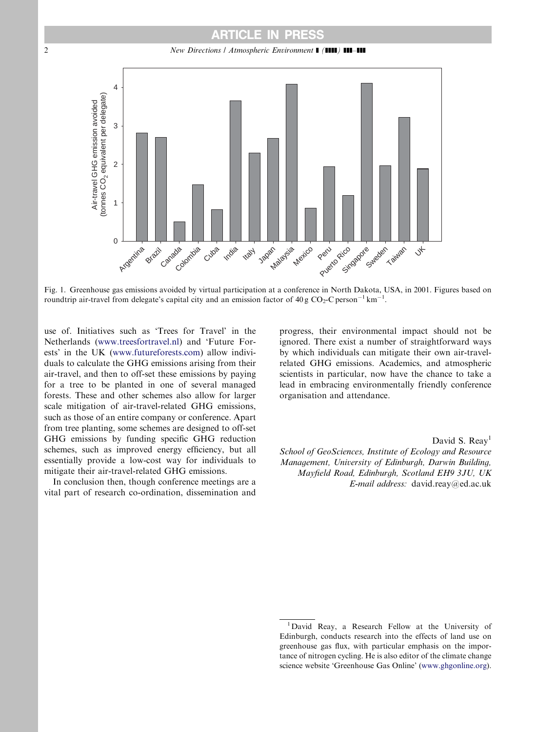Air-travel GHG emission avoided
(tonnes $CO_2$ equivalent per delegate)

0
1
2
3
4

Argentina
Brazil
Canada
Colombia
Cuba
India
Italy
Japan
Malaysia
Mexico
Peru
Puerto Rico
Singapore
Sweden
Taiwan
UK

Fig. 1. Greenhouse gas emissions avoided by virtual participation at a conference in North Dakota, USA, in 2001. Figures based on roundtrip air-travel from delegate's capital city and an emission factor of 40 g $CO_2$-C person$^{-1}$ km$^{-1}$.

use of. Initiatives such as 'Trees for Travel' in the Netherlands (www.treesfortravel.nl) and 'Future Forests' in the UK (www.futureforests.com) allow individuals to calculate the GHG emissions arising from their air-travel, and then to off-set these emissions by paying for a tree to be planted in one of several managed forests. These and other schemes also allow for larger scale mitigation of air-travel-related GHG emissions, such as those of an entire company or conference. Apart from tree planting, some schemes are designed to off-set GHG emissions by funding specific GHG reduction schemes, such as improved energy efficiency, but all essentially provide a low-cost way for individuals to mitigate their air-travel-related GHG emissions.

In conclusion then, though conference meetings are a vital part of research co-ordination, dissemination and progress, their environmental impact should not be ignored. There exist a number of straightforward ways by which individuals can mitigate their own air-travel-related GHG emissions. Academics, and atmospheric scientists in particular, now have the chance to take a lead in embracing environmentally friendly conference organisation and attendance.

David S. Reay[1]

*School of GeoSciences, Institute of Ecology and Resource Management, University of Edinburgh, Darwin Building, Mayfield Road, Edinburgh, Scotland EH9 3JU, UK*

*E-mail address:* david.reay@ed.ac.uk

[1] David Reay, a Research Fellow at the University of Edinburgh, conducts research into the effects of land use on greenhouse gas flux, with particular emphasis on the importance of nitrogen cycling. He is also editor of the climate change science website 'Greenhouse Gas Online' (www.ghgonline.org).